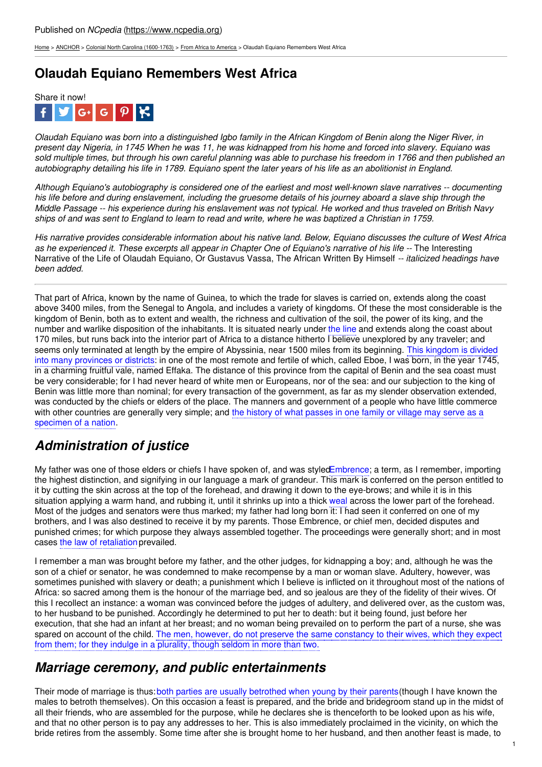Published on *NCpedia* (https://www.ncpedia.org)

Home > ANCHOR > Colonial North Carolina (1600-1763) > From Africa to America > Olaudah Equiano Remembers West Africa

# Olaudah Equiano Remembers West Africa

Share it now!

*Olaudah Equiano was born into a distinguished Igbo family in the African Kingdom of Benin along the Niger River, in present day Nigeria, in 1745 When he was 11, he was kidnapped from his home and forced into slavery. Equiano was sold multiple times, but through his own careful planning was able to purchase his freedom in 1766 and then published an autobiography detailing his life in 1789. Equiano spent the later years of his life as an abolitionist in England.*

*Although Equiano's autobiography is considered one of the earliest and most well-known slave narratives -- documenting his life before and during enslavement, including the gruesome details of his journey aboard a slave ship through the Middle Passage -- his experience during his enslavement was not typical. He worked and thus traveled on British Navy ships of and was sent to England to learn to read and write, where he was baptized a Christian in 1759.*

*His narrative provides considerable information about his native land. Below, Equiano discusses the culture of West Africa as he experienced it. These excerpts all appear in Chapter One of Equiano's narrative of his life --* The Interesting Narrative of the Life of Olaudah Equiano, Or Gustavus Vassa, The African Written By Himself -- *italicized headings have been added.*

---

That part of Africa, known by the name of Guinea, to which the trade for slaves is carried on, extends along the coast above 3400 miles, from the Senegal to Angola, and includes a variety of kingdoms. Of these the most considerable is the kingdom of Benin, both as to extent and wealth, the richness and cultivation of the soil, the power of its king, and the number and warlike disposition of the inhabitants. It is situated nearly under the line and extends along the coast about 170 miles, but runs back into the interior part of Africa to a distance hitherto I believe unexplored by any traveler; and seems only terminated at length by the empire of Abyssinia, near 1500 miles from its beginning. This kingdom is divided into many provinces or districts: in one of the most remote and fertile of which, called Eboe, I was born, in the year 1745, in a charming fruitful vale, named Effaka. The distance of this province from the capital of Benin and the sea coast must be very considerable; for I had never heard of white men or Europeans, nor of the sea: and our subjection to the king of Benin was little more than nominal; for every transaction of the government, as far as my slender observation extended, was conducted by the chiefs or elders of the place. The manners and government of a people who have little commerce with other countries are generally very simple; and the history of what passes in one family or village may serve as a specimen of a nation.

## *Administration of justice*

My father was one of those elders or chiefs I have spoken of, and was styled Embrence; a term, as I remember, importing the highest distinction, and signifying in our language a mark of grandeur. This mark is conferred on the person entitled to it by cutting the skin across at the top of the forehead, and drawing it down to the eye-brows; and while it is in this situation applying a warm hand, and rubbing it, until it shrinks up into a thick weal across the lower part of the forehead. Most of the judges and senators were thus marked; my father had long born it: I had seen it conferred on one of my brothers, and I was also destined to receive it by my parents. Those Embrence, or chief men, decided disputes and punished crimes; for which purpose they always assembled together. The proceedings were generally short; and in most cases the law of retaliation prevailed.

I remember a man was brought before my father, and the other judges, for kidnapping a boy; and, although he was the son of a chief or senator, he was condemned to make recompense by a man or woman slave. Adultery, however, was sometimes punished with slavery or death; a punishment which I believe is inflicted on it throughout most of the nations of Africa: so sacred among them is the honour of the marriage bed, and so jealous are they of the fidelity of their wives. Of this I recollect an instance: a woman was convinced before the judges of adultery, and delivered over, as the custom was, to her husband to be punished. Accordingly he determined to put her to death: but it being found, just before her execution, that she had an infant at her breast; and no woman being prevailed on to perform the part of a nurse, she was spared on account of the child. The men, however, do not preserve the same constancy to their wives, which they expect from them; for they indulge in a plurality, though seldom in more than two.

## *Marriage ceremony, and public entertainments*

Their mode of marriage is thus: both parties are usually betrothed when young by their parents (though I have known the males to betroth themselves). On this occasion a feast is prepared, and the bride and bridegroom stand up in the midst of all their friends, who are assembled for the purpose, while he declares she is thenceforth to be looked upon as his wife, and that no other person is to pay any addresses to her. This is also immediately proclaimed in the vicinity, on which the bride retires from the assembly. Some time after she is brought home to her husband, and then another feast is made, to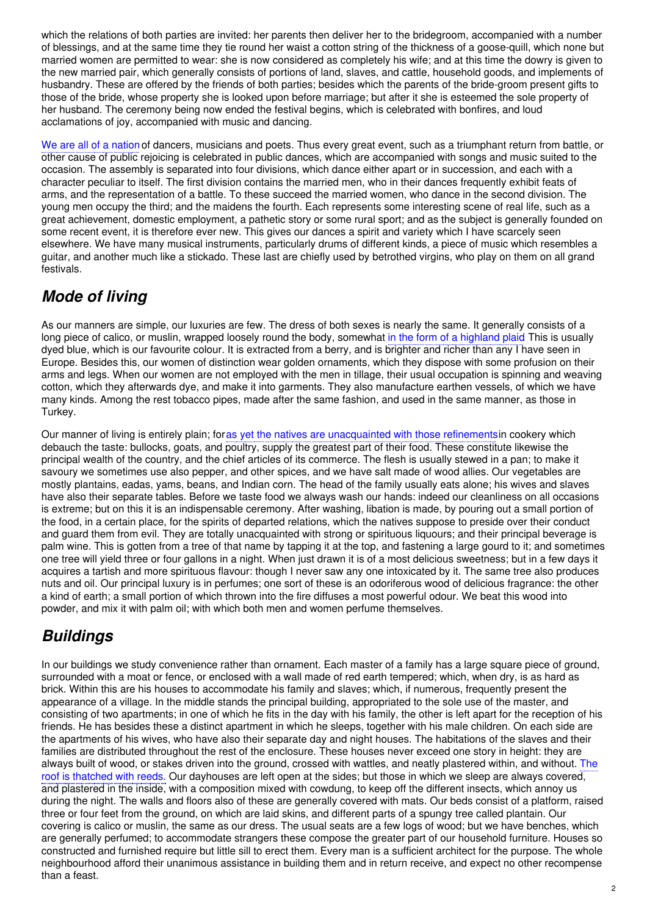which the relations of both parties are invited: her parents then deliver her to the bridegroom, accompanied with a number of blessings, and at the same time they tie round her waist a cotton string of the thickness of a goose-quill, which none but married women are permitted to wear: she is now considered as completely his wife; and at this time the dowry is given to the new married pair, which generally consists of portions of land, slaves, and cattle, household goods, and implements of husbandry. These are offered by the friends of both parties; besides which the parents of the bride-groom present gifts to those of the bride, whose property she is looked upon before marriage; but after it she is esteemed the sole property of her husband. The ceremony being now ended the festival begins, which is celebrated with bonfires, and loud acclamations of joy, accompanied with music and dancing.

We are all of a nation of dancers, musicians and poets. Thus every great event, such as a triumphant return from battle, or other cause of public rejoicing is celebrated in public dances, which are accompanied with songs and music suited to the occasion. The assembly is separated into four divisions, which dance either apart or in succession, and each with a character peculiar to itself. The first division contains the married men, who in their dances frequently exhibit feats of arms, and the representation of a battle. To these succeed the married women, who dance in the second division. The young men occupy the third; and the maidens the fourth. Each represents some interesting scene of real life, such as a great achievement, domestic employment, a pathetic story or some rural sport; and as the subject is generally founded on some recent event, it is therefore ever new. This gives our dances a spirit and variety which I have scarcely seen elsewhere. We have many musical instruments, particularly drums of different kinds, a piece of music which resembles a guitar, and another much like a stickado. These last are chiefly used by betrothed virgins, who play on them on all grand festivals.

## *Mode of living*

As our manners are simple, our luxuries are few. The dress of both sexes is nearly the same. It generally consists of a long piece of calico, or muslin, wrapped loosely round the body, somewhat in the form of a highland plaid This is usually dyed blue, which is our favourite colour. It is extracted from a berry, and is brighter and richer than any I have seen in Europe. Besides this, our women of distinction wear golden ornaments, which they dispose with some profusion on their arms and legs. When our women are not employed with the men in tillage, their usual occupation is spinning and weaving cotton, which they afterwards dye, and make it into garments. They also manufacture earthen vessels, of which we have many kinds. Among the rest tobacco pipes, made after the same fashion, and used in the same manner, as those in Turkey.

Our manner of living is entirely plain; for as yet the natives are unacquainted with those refinements in cookery which debauch the taste: bullocks, goats, and poultry, supply the greatest part of their food. These constitute likewise the principal wealth of the country, and the chief articles of its commerce. The flesh is usually stewed in a pan; to make it savoury we sometimes use also pepper, and other spices, and we have salt made of wood allies. Our vegetables are mostly plantains, eadas, yams, beans, and Indian corn. The head of the family usually eats alone; his wives and slaves have also their separate tables. Before we taste food we always wash our hands: indeed our cleanliness on all occasions is extreme; but on this it is an indispensable ceremony. After washing, libation is made, by pouring out a small portion of the food, in a certain place, for the spirits of departed relations, which the natives suppose to preside over their conduct and guard them from evil. They are totally unacquainted with strong or spirituous liquours; and their principal beverage is palm wine. This is gotten from a tree of that name by tapping it at the top, and fastening a large gourd to it; and sometimes one tree will yield three or four gallons in a night. When just drawn it is of a most delicious sweetness; but in a few days it acquires a tartish and more spirituous flavour: though I never saw any one intoxicated by it. The same tree also produces nuts and oil. Our principal luxury is in perfumes; one sort of these is an odoriferous wood of delicious fragrance: the other a kind of earth; a small portion of which thrown into the fire diffuses a most powerful odour. We beat this wood into powder, and mix it with palm oil; with which both men and women perfume themselves.

## *Buildings*

In our buildings we study convenience rather than ornament. Each master of a family has a large square piece of ground, surrounded with a moat or fence, or enclosed with a wall made of red earth tempered; which, when dry, is as hard as brick. Within this are his houses to accommodate his family and slaves; which, if numerous, frequently present the appearance of a village. In the middle stands the principal building, appropriated to the sole use of the master, and consisting of two apartments; in one of which he fits in the day with his family, the other is left apart for the reception of his friends. He has besides these a distinct apartment in which he sleeps, together with his male children. On each side are the apartments of his wives, who have also their separate day and night houses. The habitations of the slaves and their families are distributed throughout the rest of the enclosure. These houses never exceed one story in height: they are always built of wood, or stakes driven into the ground, crossed with wattles, and neatly plastered within, and without. The roof is thatched with reeds. Our dayhouses are left open at the sides; but those in which we sleep are always covered, and plastered in the inside, with a composition mixed with cowdung, to keep off the different insects, which annoy us during the night. The walls and floors also of these are generally covered with mats. Our beds consist of a platform, raised three or four feet from the ground, on which are laid skins, and different parts of a spungy tree called plantain. Our covering is calico or muslin, the same as our dress. The usual seats are a few logs of wood; but we have benches, which are generally perfumed; to accommodate strangers these compose the greater part of our household furniture. Houses so constructed and furnished require but little sill to erect them. Every man is a sufficient architect for the purpose. The whole neighbourhood afford their unanimous assistance in building them and in return receive, and expect no other recompense than a feast.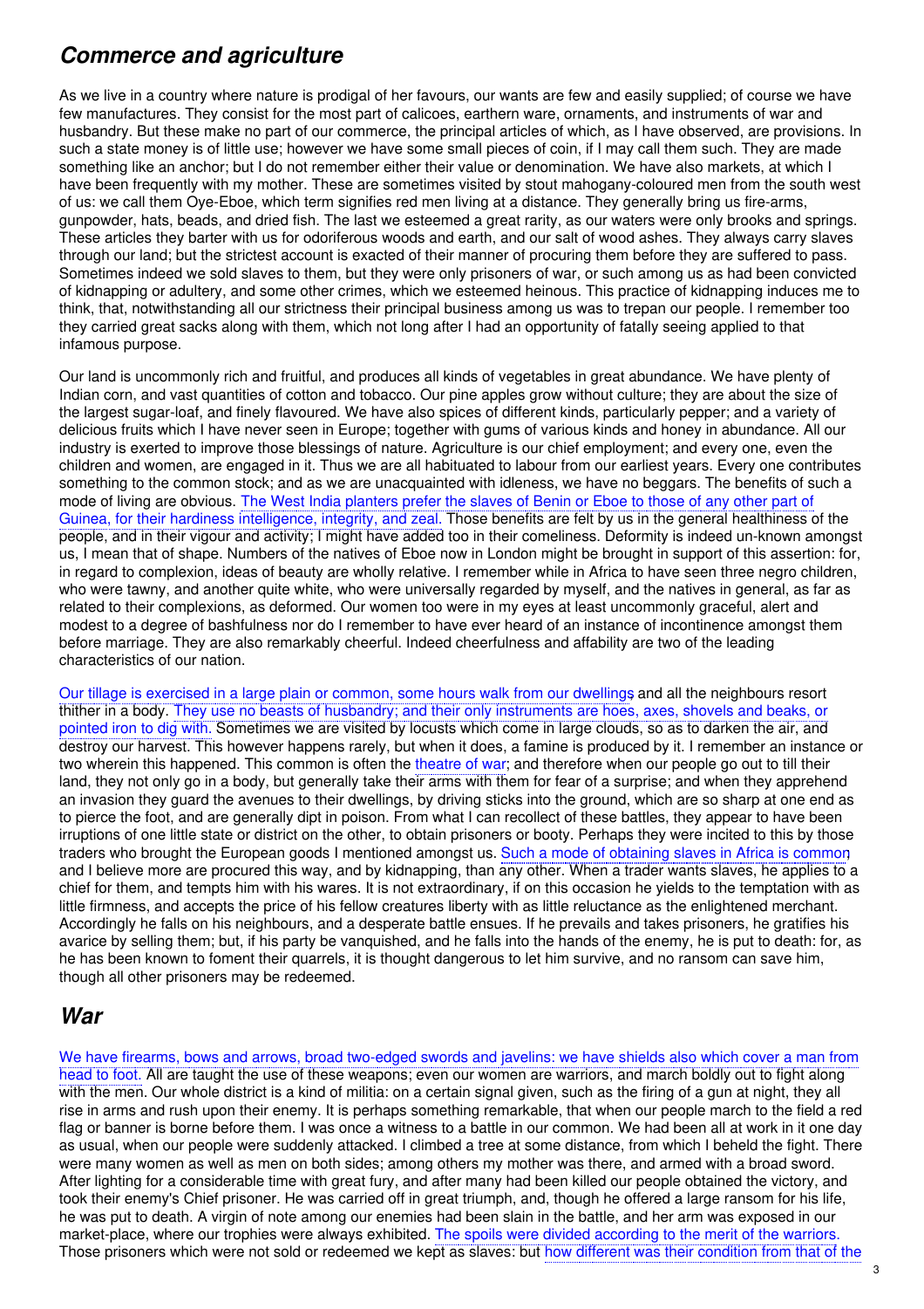## *Commerce and agriculture*

As we live in a country where nature is prodigal of her favours, our wants are few and easily supplied; of course we have few manufactures. They consist for the most part of calicoes, earthern ware, ornaments, and instruments of war and husbandry. But these make no part of our commerce, the principal articles of which, as I have observed, are provisions. In such a state money is of little use; however we have some small pieces of coin, if I may call them such. They are made something like an anchor; but I do not remember either their value or denomination. We have also markets, at which I have been frequently with my mother. These are sometimes visited by stout mahogany-coloured men from the south west of us: we call them Oye-Eboe, which term signifies red men living at a distance. They generally bring us fire-arms, gunpowder, hats, beads, and dried fish. The last we esteemed a great rarity, as our waters were only brooks and springs. These articles they barter with us for odoriferous woods and earth, and our salt of wood ashes. They always carry slaves through our land; but the strictest account is exacted of their manner of procuring them before they are suffered to pass. Sometimes indeed we sold slaves to them, but they were only prisoners of war, or such among us as had been convicted of kidnapping or adultery, and some other crimes, which we esteemed heinous. This practice of kidnapping induces me to think, that, notwithstanding all our strictness their principal business among us was to trepan our people. I remember too they carried great sacks along with them, which not long after I had an opportunity of fatally seeing applied to that infamous purpose.

Our land is uncommonly rich and fruitful, and produces all kinds of vegetables in great abundance. We have plenty of Indian corn, and vast quantities of cotton and tobacco. Our pine apples grow without culture; they are about the size of the largest sugar-loaf, and finely flavoured. We have also spices of different kinds, particularly pepper; and a variety of delicious fruits which I have never seen in Europe; together with gums of various kinds and honey in abundance. All our industry is exerted to improve those blessings of nature. Agriculture is our chief employment; and every one, even the children and women, are engaged in it. Thus we are all habituated to labour from our earliest years. Every one contributes something to the common stock; and as we are unacquainted with idleness, we have no beggars. The benefits of such a mode of living are obvious. The West India planters prefer the slaves of Benin or Eboe to those of any other part of Guinea, for their hardiness intelligence, integrity, and zeal. Those benefits are felt by us in the general healthiness of the people, and in their vigour and activity; I might have added too in their comeliness. Deformity is indeed un-known amongst us, I mean that of shape. Numbers of the natives of Eboe now in London might be brought in support of this assertion: for, in regard to complexion, ideas of beauty are wholly relative. I remember while in Africa to have seen three negro children, who were tawny, and another quite white, who were universally regarded by myself, and the natives in general, as far as related to their complexions, as deformed. Our women too were in my eyes at least uncommonly graceful, alert and modest to a degree of bashfulness nor do I remember to have ever heard of an instance of incontinence amongst them before marriage. They are also remarkably cheerful. Indeed cheerfulness and affability are two of the leading characteristics of our nation.

Our tillage is exercised in a large plain or common, some hours walk from our dwellings and all the neighbours resort thither in a body. They use no beasts of husbandry; and their only instruments are hoes, axes, shovels and beaks, or pointed iron to dig with. Sometimes we are visited by locusts which come in large clouds, so as to darken the air, and destroy our harvest. This however happens rarely, but when it does, a famine is produced by it. I remember an instance or two wherein this happened. This common is often the theatre of war; and therefore when our people go out to till their land, they not only go in a body, but generally take their arms with them for fear of a surprise; and when they apprehend an invasion they guard the avenues to their dwellings, by driving sticks into the ground, which are so sharp at one end as to pierce the foot, and are generally dipt in poison. From what I can recollect of these battles, they appear to have been irruptions of one little state or district on the other, to obtain prisoners or booty. Perhaps they were incited to this by those traders who brought the European goods I mentioned amongst us. Such a mode of obtaining slaves in Africa is common and I believe more are procured this way, and by kidnapping, than any other. When a trader wants slaves, he applies to a chief for them, and tempts him with his wares. It is not extraordinary, if on this occasion he yields to the temptation with as little firmness, and accepts the price of his fellow creatures liberty with as little reluctance as the enlightened merchant. Accordingly he falls on his neighbours, and a desperate battle ensues. If he prevails and takes prisoners, he gratifies his avarice by selling them; but, if his party be vanquished, and he falls into the hands of the enemy, he is put to death: for, as he has been known to foment their quarrels, it is thought dangerous to let him survive, and no ransom can save him, though all other prisoners may be redeemed.

## *War*

We have firearms, bows and arrows, broad two-edged swords and javelins: we have shields also which cover a man from head to foot. All are taught the use of these weapons; even our women are warriors, and march boldly out to fight along with the men. Our whole district is a kind of militia: on a certain signal given, such as the firing of a gun at night, they all rise in arms and rush upon their enemy. It is perhaps something remarkable, that when our people march to the field a red flag or banner is borne before them. I was once a witness to a battle in our common. We had been all at work in it one day as usual, when our people were suddenly attacked. I climbed a tree at some distance, from which I beheld the fight. There were many women as well as men on both sides; among others my mother was there, and armed with a broad sword. After lighting for a considerable time with great fury, and after many had been killed our people obtained the victory, and took their enemy's Chief prisoner. He was carried off in great triumph, and, though he offered a large ransom for his life, he was put to death. A virgin of note among our enemies had been slain in the battle, and her arm was exposed in our market-place, where our trophies were always exhibited. The spoils were divided according to the merit of the warriors. Those prisoners which were not sold or redeemed we kept as slaves: but how different was their condition from that of the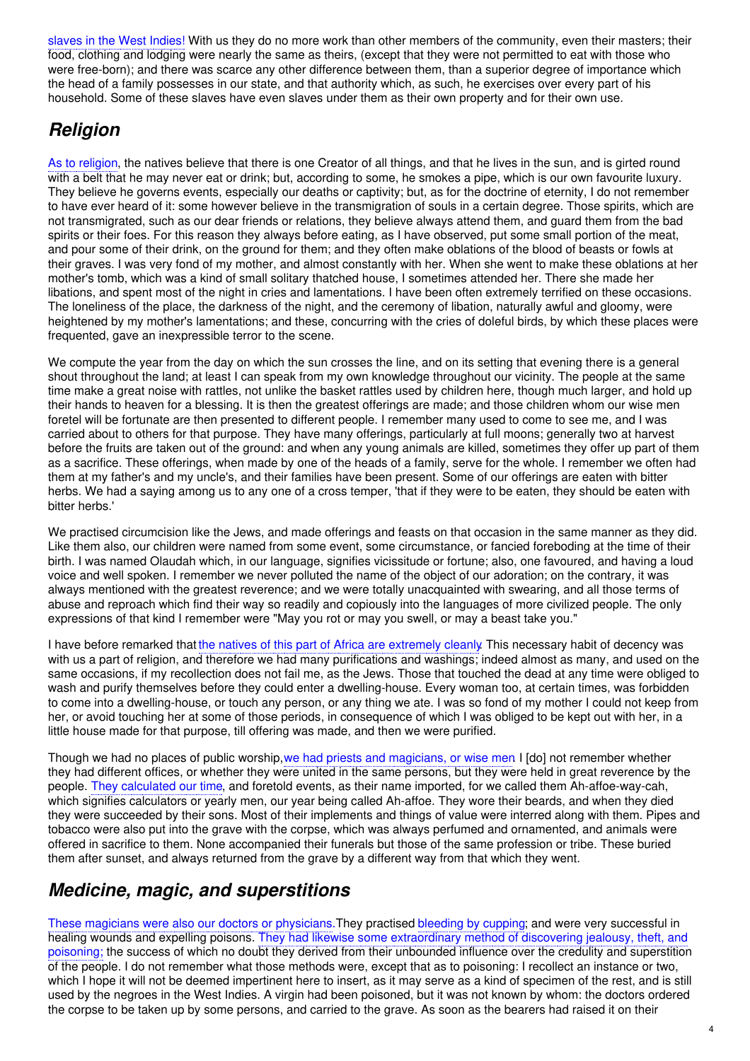slaves in the West Indies! With us they do no more work than other members of the community, even their masters; their food, clothing and lodging were nearly the same as theirs, (except that they were not permitted to eat with those who were free-born); and there was scarce any other difference between them, than a superior degree of importance which the head of a family possesses in our state, and that authority which, as such, he exercises over every part of his household. Some of these slaves have even slaves under them as their own property and for their own use.

## *Religion*

As to religion, the natives believe that there is one Creator of all things, and that he lives in the sun, and is girted round with a belt that he may never eat or drink; but, according to some, he smokes a pipe, which is our own favourite luxury. They believe he governs events, especially our deaths or captivity; but, as for the doctrine of eternity, I do not remember to have ever heard of it: some however believe in the transmigration of souls in a certain degree. Those spirits, which are not transmigrated, such as our dear friends or relations, they believe always attend them, and guard them from the bad spirits or their foes. For this reason they always before eating, as I have observed, put some small portion of the meat, and pour some of their drink, on the ground for them; and they often make oblations of the blood of beasts or fowls at their graves. I was very fond of my mother, and almost constantly with her. When she went to make these oblations at her mother's tomb, which was a kind of small solitary thatched house, I sometimes attended her. There she made her libations, and spent most of the night in cries and lamentations. I have been often extremely terrified on these occasions. The loneliness of the place, the darkness of the night, and the ceremony of libation, naturally awful and gloomy, were heightened by my mother's lamentations; and these, concurring with the cries of doleful birds, by which these places were frequented, gave an inexpressible terror to the scene.

We compute the year from the day on which the sun crosses the line, and on its setting that evening there is a general shout throughout the land; at least I can speak from my own knowledge throughout our vicinity. The people at the same time make a great noise with rattles, not unlike the basket rattles used by children here, though much larger, and hold up their hands to heaven for a blessing. It is then the greatest offerings are made; and those children whom our wise men foretel will be fortunate are then presented to different people. I remember many used to come to see me, and I was carried about to others for that purpose. They have many offerings, particularly at full moons; generally two at harvest before the fruits are taken out of the ground: and when any young animals are killed, sometimes they offer up part of them as a sacrifice. These offerings, when made by one of the heads of a family, serve for the whole. I remember we often had them at my father's and my uncle's, and their families have been present. Some of our offerings are eaten with bitter herbs. We had a saying among us to any one of a cross temper, 'that if they were to be eaten, they should be eaten with bitter herbs.'

We practised circumcision like the Jews, and made offerings and feasts on that occasion in the same manner as they did. Like them also, our children were named from some event, some circumstance, or fancied foreboding at the time of their birth. I was named Olaudah which, in our language, signifies vicissitude or fortune; also, one favoured, and having a loud voice and well spoken. I remember we never polluted the name of the object of our adoration; on the contrary, it was always mentioned with the greatest reverence; and we were totally unacquainted with swearing, and all those terms of abuse and reproach which find their way so readily and copiously into the languages of more civilized people. The only expressions of that kind I remember were "May you rot or may you swell, or may a beast take you."

I have before remarked that the natives of this part of Africa are extremely cleanly. This necessary habit of decency was with us a part of religion, and therefore we had many purifications and washings; indeed almost as many, and used on the same occasions, if my recollection does not fail me, as the Jews. Those that touched the dead at any time were obliged to wash and purify themselves before they could enter a dwelling-house. Every woman too, at certain times, was forbidden to come into a dwelling-house, or touch any person, or any thing we ate. I was so fond of my mother I could not keep from her, or avoid touching her at some of those periods, in consequence of which I was obliged to be kept out with her, in a little house made for that purpose, till offering was made, and then we were purified.

Though we had no places of public worship, we had priests and magicians, or wise men I [do] not remember whether they had different offices, or whether they were united in the same persons, but they were held in great reverence by the people. They calculated our time, and foretold events, as their name imported, for we called them Ah-affoe-way-cah, which signifies calculators or yearly men, our year being called Ah-affoe. They wore their beards, and when they died they were succeeded by their sons. Most of their implements and things of value were interred along with them. Pipes and tobacco were also put into the grave with the corpse, which was always perfumed and ornamented, and animals were offered in sacrifice to them. None accompanied their funerals but those of the same profession or tribe. These buried them after sunset, and always returned from the grave by a different way from that which they went.

## *Medicine, magic, and superstitions*

These magicians were also our doctors or physicians. They practised bleeding by cupping; and were very successful in healing wounds and expelling poisons. They had likewise some extraordinary method of discovering jealousy, theft, and poisoning; the success of which no doubt they derived from their unbounded influence over the credulity and superstition of the people. I do not remember what those methods were, except that as to poisoning: I recollect an instance or two, which I hope it will not be deemed impertinent here to insert, as it may serve as a kind of specimen of the rest, and is still used by the negroes in the West Indies. A virgin had been poisoned, but it was not known by whom: the doctors ordered the corpse to be taken up by some persons, and carried to the grave. As soon as the bearers had raised it on their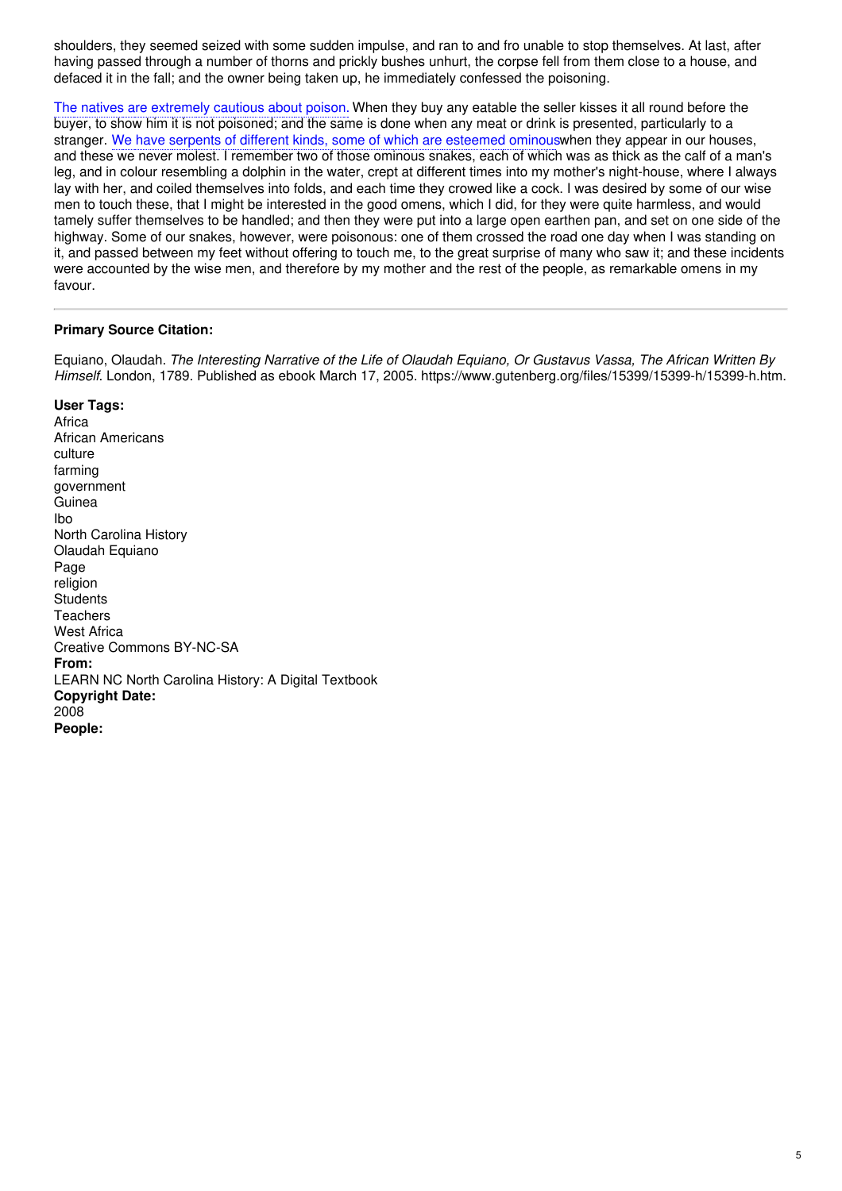shoulders, they seemed seized with some sudden impulse, and ran to and fro unable to stop themselves. At last, after having passed through a number of thorns and prickly bushes unhurt, the corpse fell from them close to a house, and defaced it in the fall; and the owner being taken up, he immediately confessed the poisoning.

The natives are extremely cautious about poison. When they buy any eatable the seller kisses it all round before the buyer, to show him it is not poisoned; and the same is done when any meat or drink is presented, particularly to a stranger. We have serpents of different kinds, some of which are esteemed ominouswhen they appear in our houses, and these we never molest. I remember two of those ominous snakes, each of which was as thick as the calf of a man's leg, and in colour resembling a dolphin in the water, crept at different times into my mother's night-house, where I always lay with her, and coiled themselves into folds, and each time they crowed like a cock. I was desired by some of our wise men to touch these, that I might be interested in the good omens, which I did, for they were quite harmless, and would tamely suffer themselves to be handled; and then they were put into a large open earthen pan, and set on one side of the highway. Some of our snakes, however, were poisonous: one of them crossed the road one day when I was standing on it, and passed between my feet without offering to touch me, to the great surprise of many who saw it; and these incidents were accounted by the wise men, and therefore by my mother and the rest of the people, as remarkable omens in my favour.

---

**Primary Source Citation:**

Equiano, Olaudah. *The Interesting Narrative of the Life of Olaudah Equiano, Or Gustavus Vassa, The African Written By Himself.* London, 1789. Published as ebook March 17, 2005. https://www.gutenberg.org/files/15399/15399-h/15399-h.htm.

**User Tags:**
Africa
African Americans
culture
farming
government
Guinea
Ibo
North Carolina History
Olaudah Equiano
Page
religion
Students
Teachers
West Africa
Creative Commons BY-NC-SA
**From:**
LEARN NC North Carolina History: A Digital Textbook
**Copyright Date:**
2008
**People:**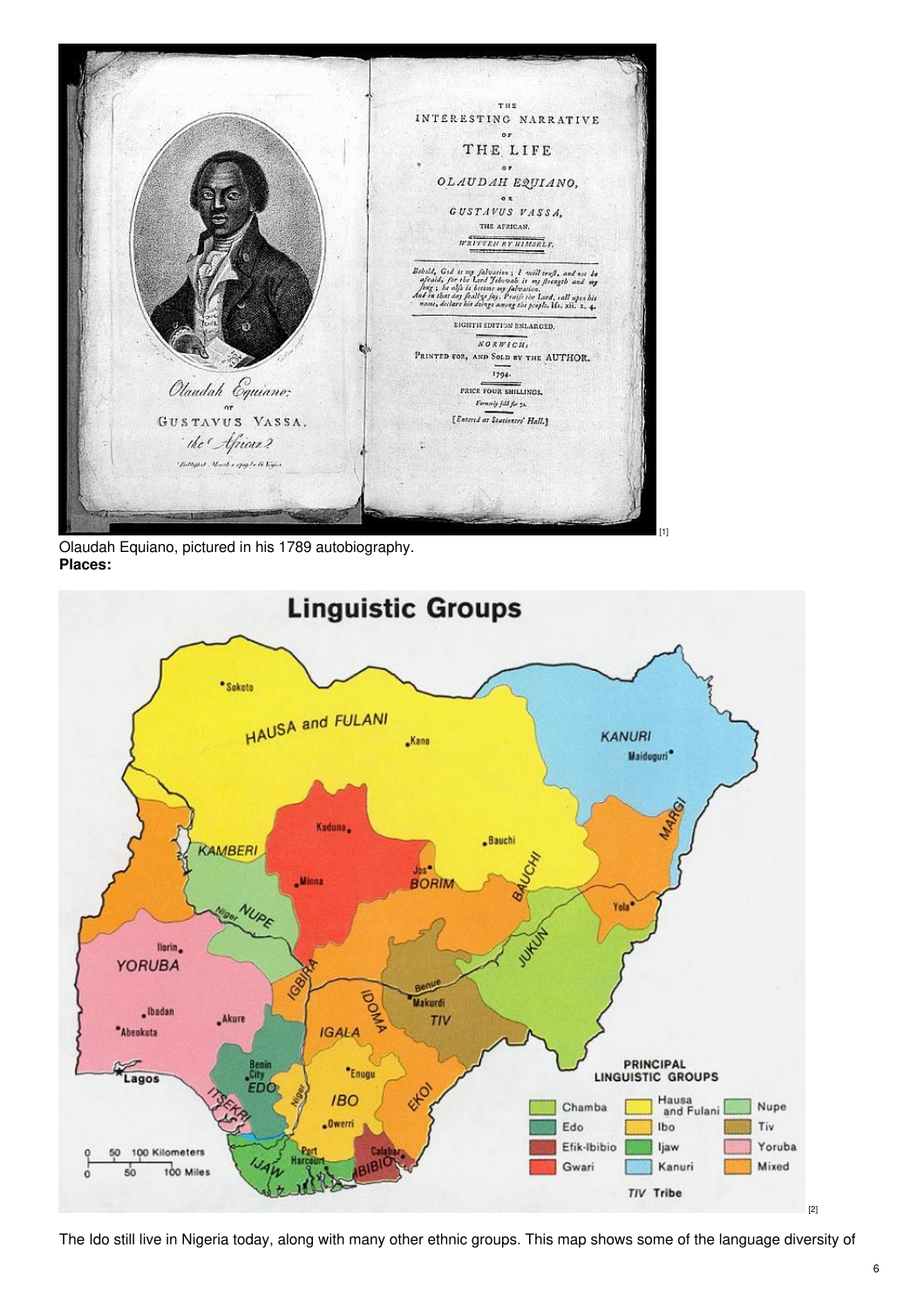[1]

Olaudah Equiano, pictured in his 1789 autobiography.

**Places:**

[2]

The Ido still live in Nigeria today, along with many other ethnic groups. This map shows some of the language diversity of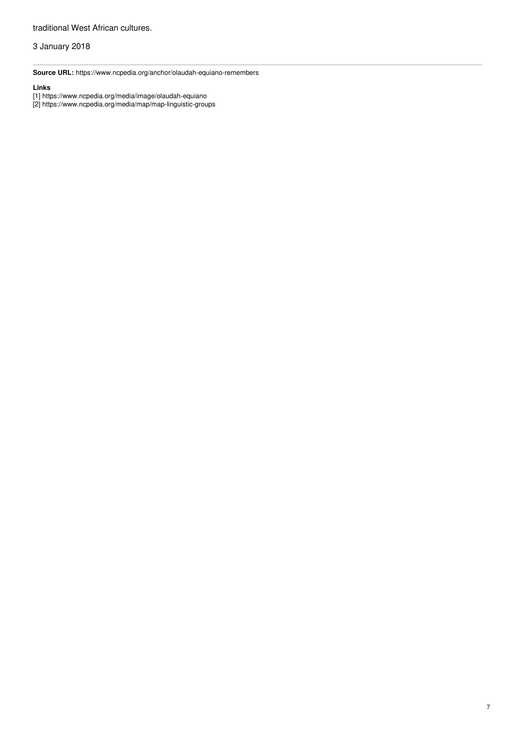traditional West African cultures.

3 January 2018

---

**Source URL:** https://www.ncpedia.org/anchor/olaudah-equiano-remembers

**Links**

[1] https://www.ncpedia.org/media/image/olaudah-equiano
[2] https://www.ncpedia.org/media/map/map-linguistic-groups